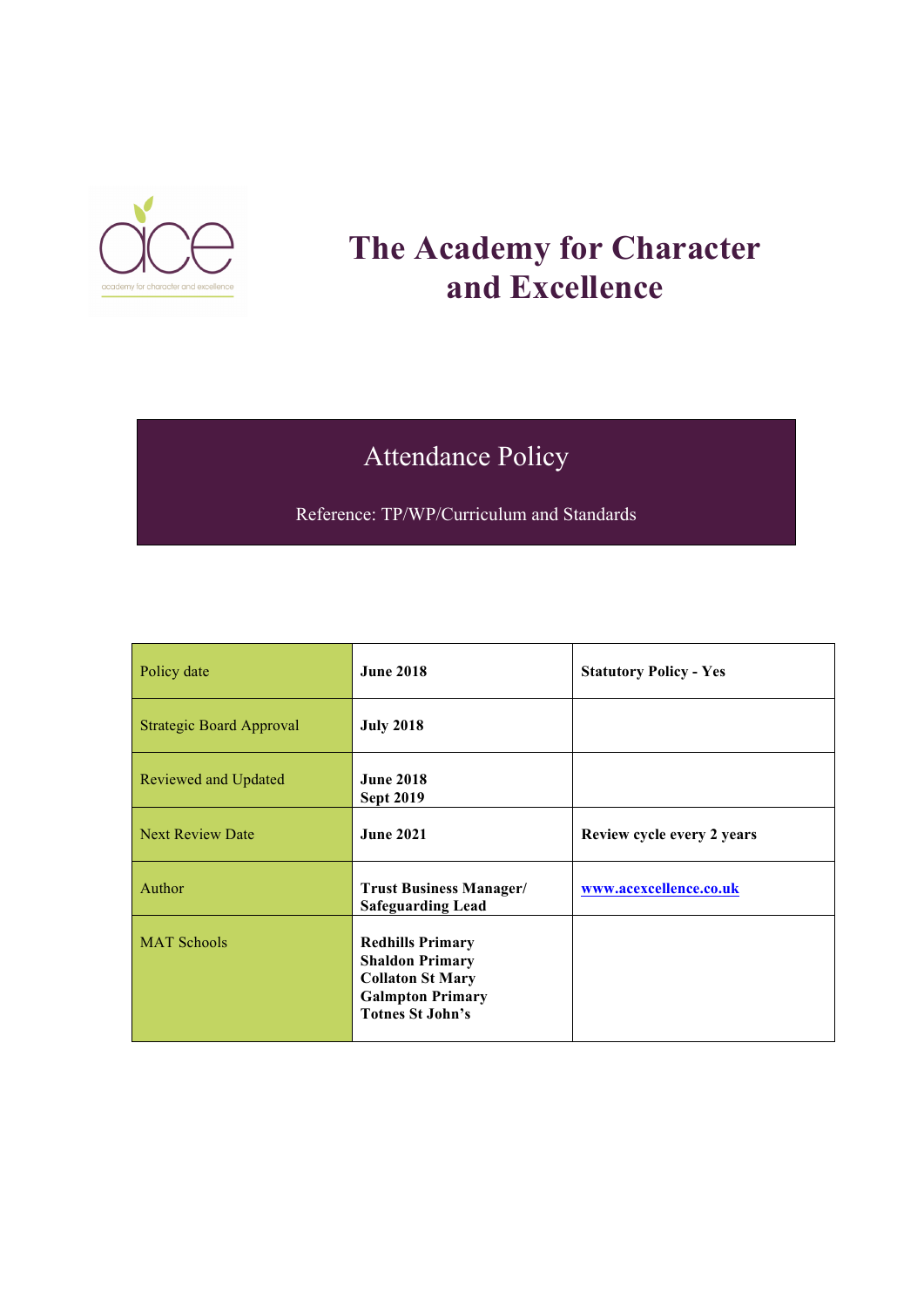# The Academy for Character and Excellence

## Attendance Policy

Reference: TP/WP/Curriculum and Standards

| Policy date | **June 2018** | **Statutory Policy - Yes** |
|---|---|---|
| Strategic Board Approval | **July 2018** | |
| Reviewed and Updated | **June 2018**<br>**Sept 2019** | |
| Next Review Date | **June 2021** | **Review cycle every 2 years** |
| Author | **Trust Business Manager/ Safeguarding Lead** | **www.acexcellence.co.uk** |
| MAT Schools | **Redhills Primary**<br>**Shaldon Primary**<br>**Collaton St Mary**<br>**Galmpton Primary**<br>**Totnes St John's** | |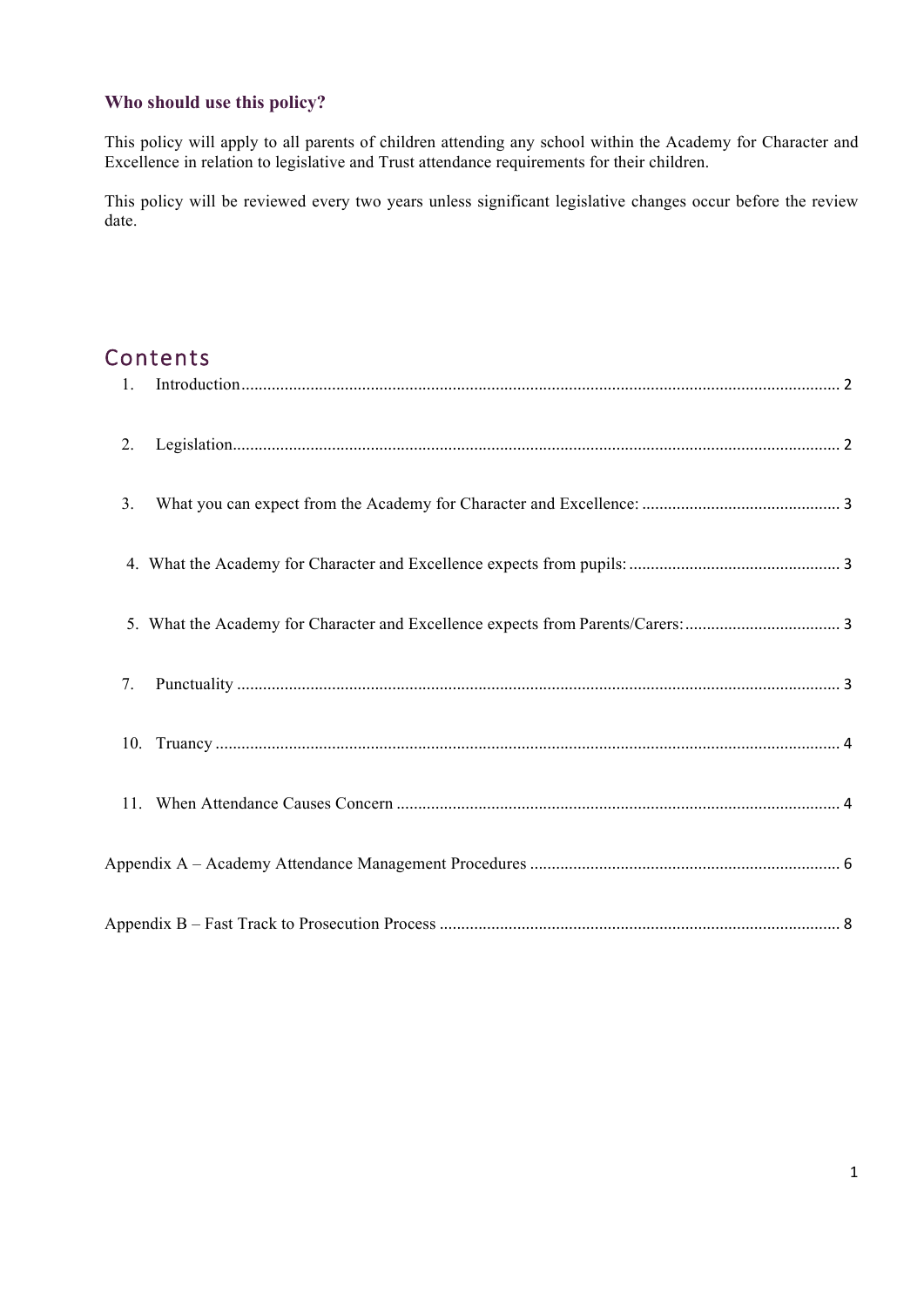### Who should use this policy?

This policy will apply to all parents of children attending any school within the Academy for Character and Excellence in relation to legislative and Trust attendance requirements for their children.

This policy will be reviewed every two years unless significant legislative changes occur before the review date.

## Contents

1. Introduction ........................................................................ 2
2. Legislation ........................................................................ 2
3. What you can expect from the Academy for Character and Excellence: ........................................ 3
4. What the Academy for Character and Excellence expects from pupils: ........................................ 3
5. What the Academy for Character and Excellence expects from Parents/Carers: ........................................ 3
7. Punctuality ........................................................................ 3
10. Truancy ........................................................................ 4
11. When Attendance Causes Concern ........................................................................ 4

Appendix A – Academy Attendance Management Procedures ........................................................................ 6

Appendix B – Fast Track to Prosecution Process ........................................................................ 8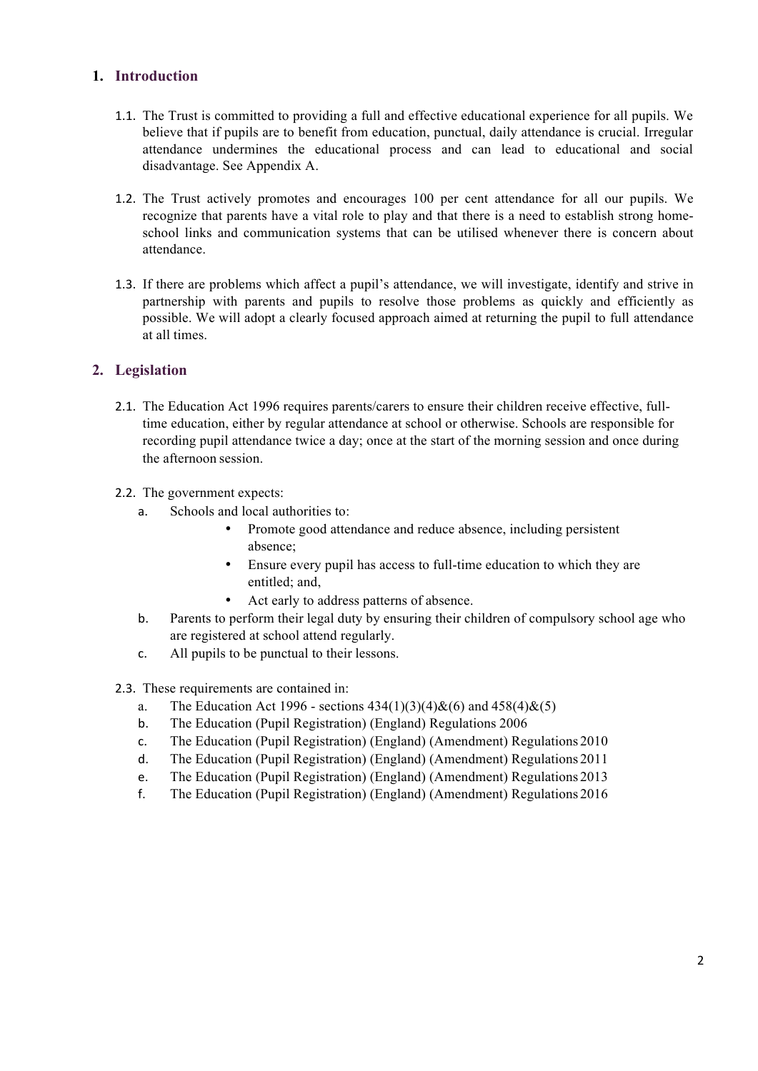## 1. Introduction

1.1. The Trust is committed to providing a full and effective educational experience for all pupils. We believe that if pupils are to benefit from education, punctual, daily attendance is crucial. Irregular attendance undermines the educational process and can lead to educational and social disadvantage. See Appendix A.

1.2. The Trust actively promotes and encourages 100 per cent attendance for all our pupils. We recognize that parents have a vital role to play and that there is a need to establish strong home-school links and communication systems that can be utilised whenever there is concern about attendance.

1.3. If there are problems which affect a pupil's attendance, we will investigate, identify and strive in partnership with parents and pupils to resolve those problems as quickly and efficiently as possible. We will adopt a clearly focused approach aimed at returning the pupil to full attendance at all times.

## 2. Legislation

2.1. The Education Act 1996 requires parents/carers to ensure their children receive effective, full-time education, either by regular attendance at school or otherwise. Schools are responsible for recording pupil attendance twice a day; once at the start of the morning session and once during the afternoon session.

2.2. The government expects:

a. Schools and local authorities to:
   - Promote good attendance and reduce absence, including persistent absence;
   - Ensure every pupil has access to full-time education to which they are entitled; and,
   - Act early to address patterns of absence.

b. Parents to perform their legal duty by ensuring their children of compulsory school age who are registered at school attend regularly.

c. All pupils to be punctual to their lessons.

2.3. These requirements are contained in:

a. The Education Act 1996 - sections 434(1)(3)(4)&(6) and 458(4)&(5)
b. The Education (Pupil Registration) (England) Regulations 2006
c. The Education (Pupil Registration) (England) (Amendment) Regulations 2010
d. The Education (Pupil Registration) (England) (Amendment) Regulations 2011
e. The Education (Pupil Registration) (England) (Amendment) Regulations 2013
f. The Education (Pupil Registration) (England) (Amendment) Regulations 2016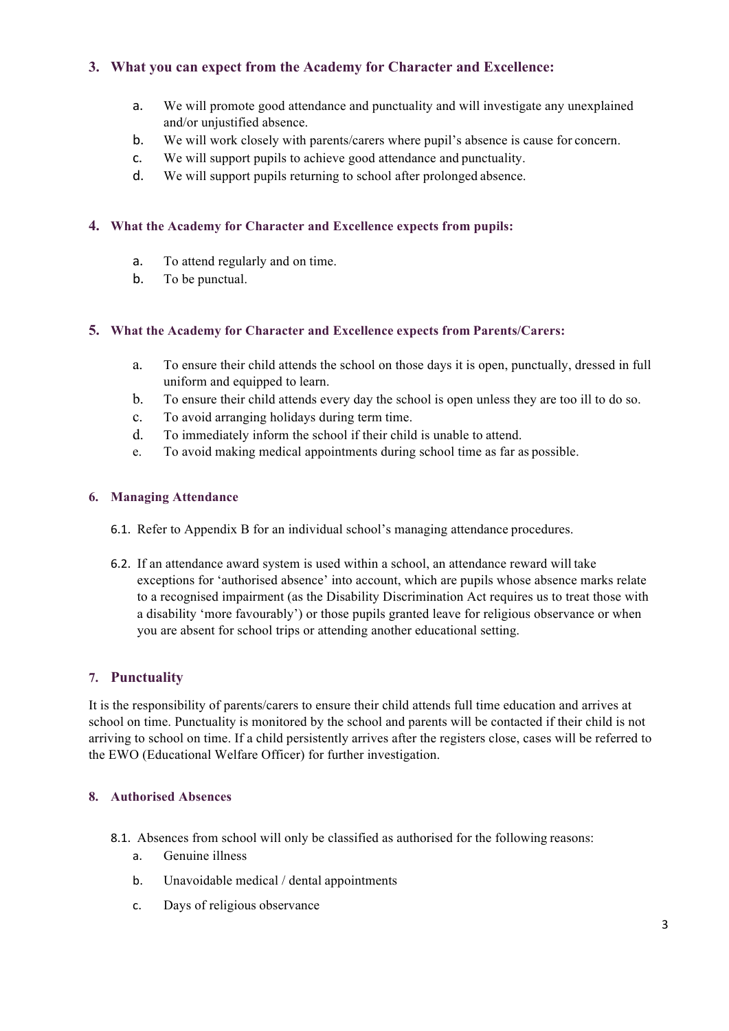## 3. What you can expect from the Academy for Character and Excellence:

a. We will promote good attendance and punctuality and will investigate any unexplained and/or unjustified absence.
b. We will work closely with parents/carers where pupil's absence is cause for concern.
c. We will support pupils to achieve good attendance and punctuality.
d. We will support pupils returning to school after prolonged absence.

## 4. What the Academy for Character and Excellence expects from pupils:

a. To attend regularly and on time.
b. To be punctual.

## 5. What the Academy for Character and Excellence expects from Parents/Carers:

a. To ensure their child attends the school on those days it is open, punctually, dressed in full uniform and equipped to learn.
b. To ensure their child attends every day the school is open unless they are too ill to do so.
c. To avoid arranging holidays during term time.
d. To immediately inform the school if their child is unable to attend.
e. To avoid making medical appointments during school time as far as possible.

## 6. Managing Attendance

6.1. Refer to Appendix B for an individual school's managing attendance procedures.

6.2. If an attendance award system is used within a school, an attendance reward will take exceptions for 'authorised absence' into account, which are pupils whose absence marks relate to a recognised impairment (as the Disability Discrimination Act requires us to treat those with a disability 'more favourably') or those pupils granted leave for religious observance or when you are absent for school trips or attending another educational setting.

## 7. Punctuality

It is the responsibility of parents/carers to ensure their child attends full time education and arrives at school on time. Punctuality is monitored by the school and parents will be contacted if their child is not arriving to school on time. If a child persistently arrives after the registers close, cases will be referred to the EWO (Educational Welfare Officer) for further investigation.

## 8. Authorised Absences

8.1. Absences from school will only be classified as authorised for the following reasons:

a. Genuine illness
b. Unavoidable medical / dental appointments
c. Days of religious observance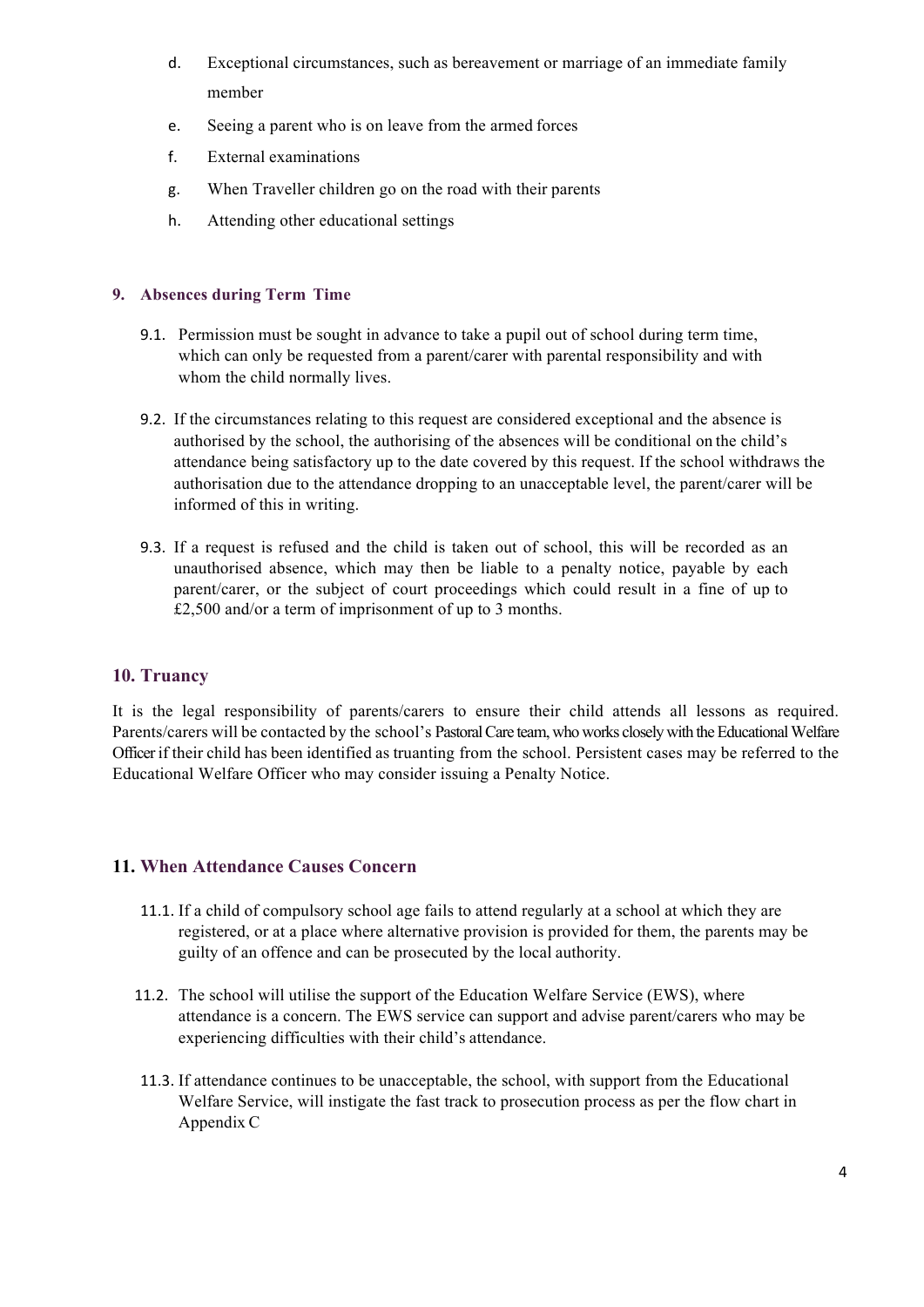d. Exceptional circumstances, such as bereavement or marriage of an immediate family member
e. Seeing a parent who is on leave from the armed forces
f. External examinations
g. When Traveller children go on the road with their parents
h. Attending other educational settings

## 9. Absences during Term Time

9.1. Permission must be sought in advance to take a pupil out of school during term time, which can only be requested from a parent/carer with parental responsibility and with whom the child normally lives.

9.2. If the circumstances relating to this request are considered exceptional and the absence is authorised by the school, the authorising of the absences will be conditional on the child's attendance being satisfactory up to the date covered by this request. If the school withdraws the authorisation due to the attendance dropping to an unacceptable level, the parent/carer will be informed of this in writing.

9.3. If a request is refused and the child is taken out of school, this will be recorded as an unauthorised absence, which may then be liable to a penalty notice, payable by each parent/carer, or the subject of court proceedings which could result in a fine of up to £2,500 and/or a term of imprisonment of up to 3 months.

## 10. Truancy

It is the legal responsibility of parents/carers to ensure their child attends all lessons as required. Parents/carers will be contacted by the school's Pastoral Care team, who works closely with the Educational Welfare Officer if their child has been identified as truanting from the school. Persistent cases may be referred to the Educational Welfare Officer who may consider issuing a Penalty Notice.

## 11. When Attendance Causes Concern

11.1. If a child of compulsory school age fails to attend regularly at a school at which they are registered, or at a place where alternative provision is provided for them, the parents may be guilty of an offence and can be prosecuted by the local authority.

11.2. The school will utilise the support of the Education Welfare Service (EWS), where attendance is a concern. The EWS service can support and advise parent/carers who may be experiencing difficulties with their child's attendance.

11.3. If attendance continues to be unacceptable, the school, with support from the Educational Welfare Service, will instigate the fast track to prosecution process as per the flow chart in Appendix C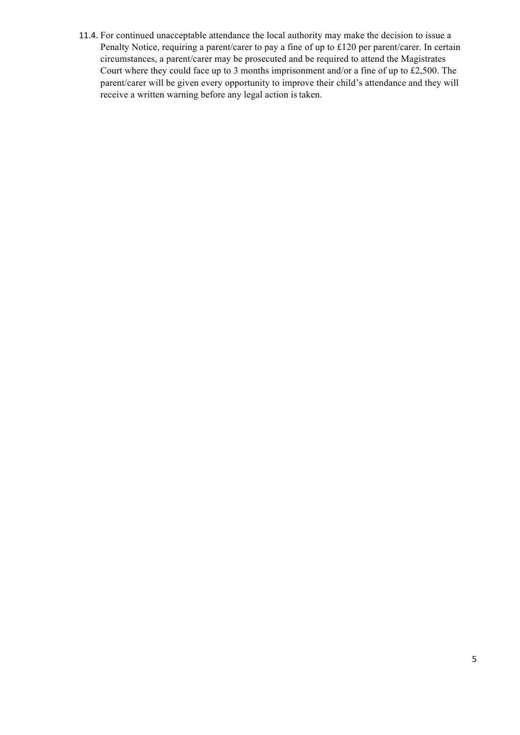11.4. For continued unacceptable attendance the local authority may make the decision to issue a Penalty Notice, requiring a parent/carer to pay a fine of up to £120 per parent/carer. In certain circumstances, a parent/carer may be prosecuted and be required to attend the Magistrates Court where they could face up to 3 months imprisonment and/or a fine of up to £2,500. The parent/carer will be given every opportunity to improve their child's attendance and they will receive a written warning before any legal action is taken.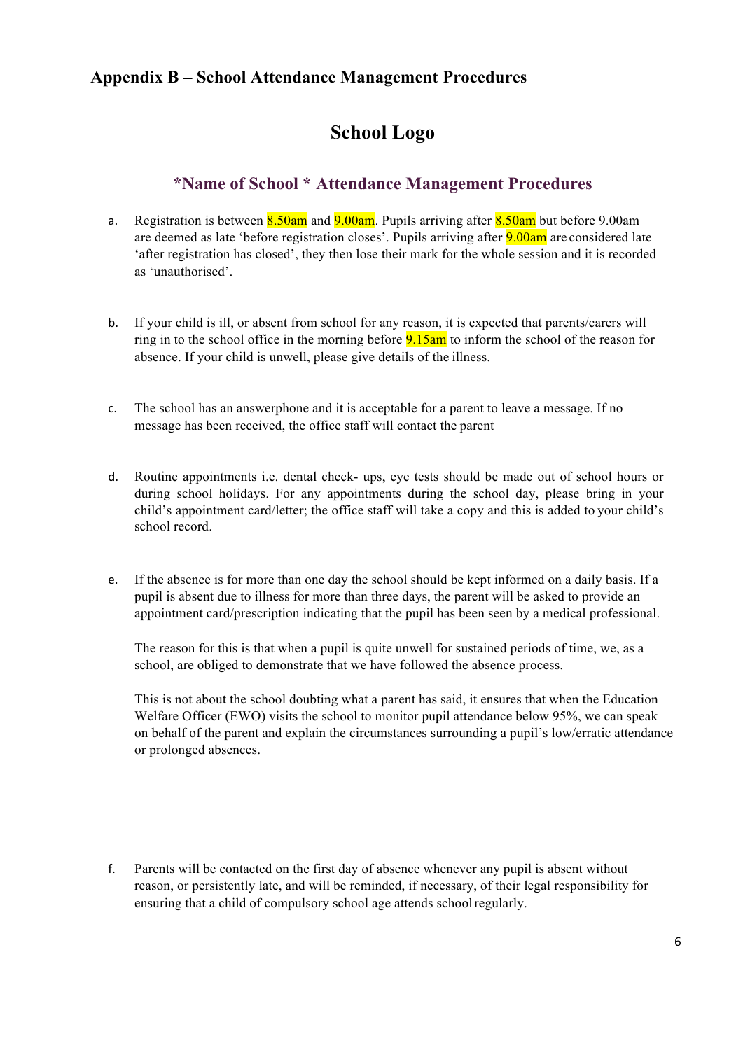## Appendix B – School Attendance Management Procedures

# School Logo

### *Name of School * Attendance Management Procedures

a. Registration is between 8.50am and 9.00am. Pupils arriving after 8.50am but before 9.00am are deemed as late 'before registration closes'. Pupils arriving after 9.00am are considered late 'after registration has closed', they then lose their mark for the whole session and it is recorded as 'unauthorised'.

b. If your child is ill, or absent from school for any reason, it is expected that parents/carers will ring in to the school office in the morning before 9.15am to inform the school of the reason for absence. If your child is unwell, please give details of the illness.

c. The school has an answerphone and it is acceptable for a parent to leave a message. If no message has been received, the office staff will contact the parent

d. Routine appointments i.e. dental check- ups, eye tests should be made out of school hours or during school holidays. For any appointments during the school day, please bring in your child's appointment card/letter; the office staff will take a copy and this is added to your child's school record.

e. If the absence is for more than one day the school should be kept informed on a daily basis. If a pupil is absent due to illness for more than three days, the parent will be asked to provide an appointment card/prescription indicating that the pupil has been seen by a medical professional.

   The reason for this is that when a pupil is quite unwell for sustained periods of time, we, as a school, are obliged to demonstrate that we have followed the absence process.

   This is not about the school doubting what a parent has said, it ensures that when the Education Welfare Officer (EWO) visits the school to monitor pupil attendance below 95%, we can speak on behalf of the parent and explain the circumstances surrounding a pupil's low/erratic attendance or prolonged absences.

f. Parents will be contacted on the first day of absence whenever any pupil is absent without reason, or persistently late, and will be reminded, if necessary, of their legal responsibility for ensuring that a child of compulsory school age attends school regularly.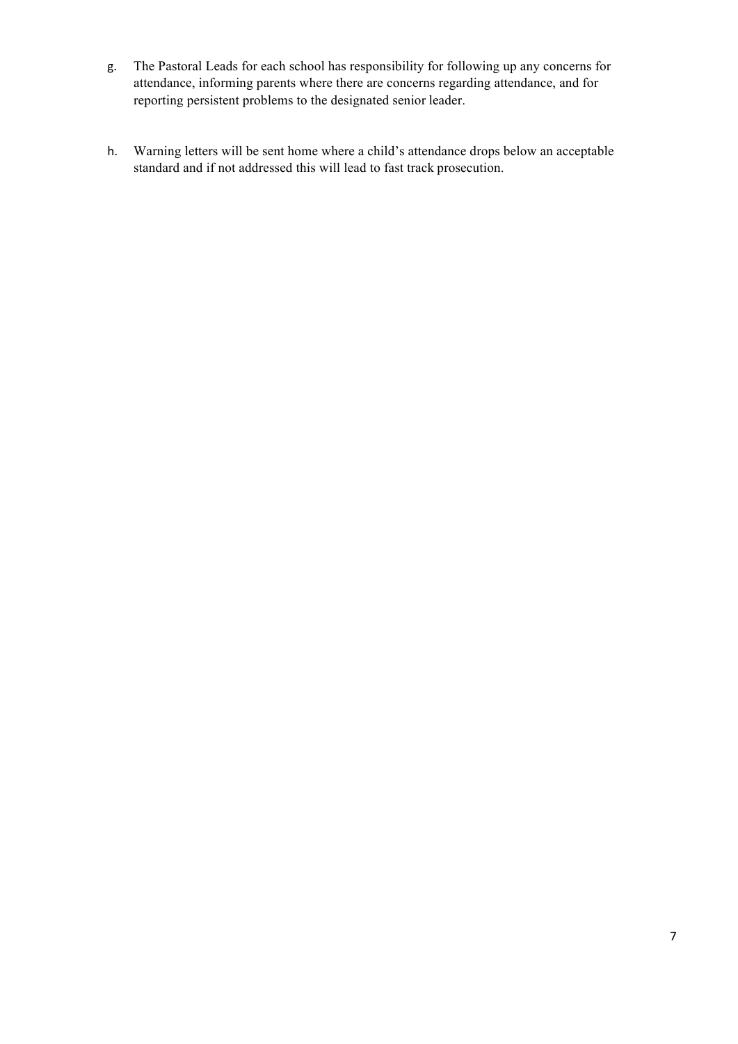g. The Pastoral Leads for each school has responsibility for following up any concerns for attendance, informing parents where there are concerns regarding attendance, and for reporting persistent problems to the designated senior leader.

h. Warning letters will be sent home where a child's attendance drops below an acceptable standard and if not addressed this will lead to fast track prosecution.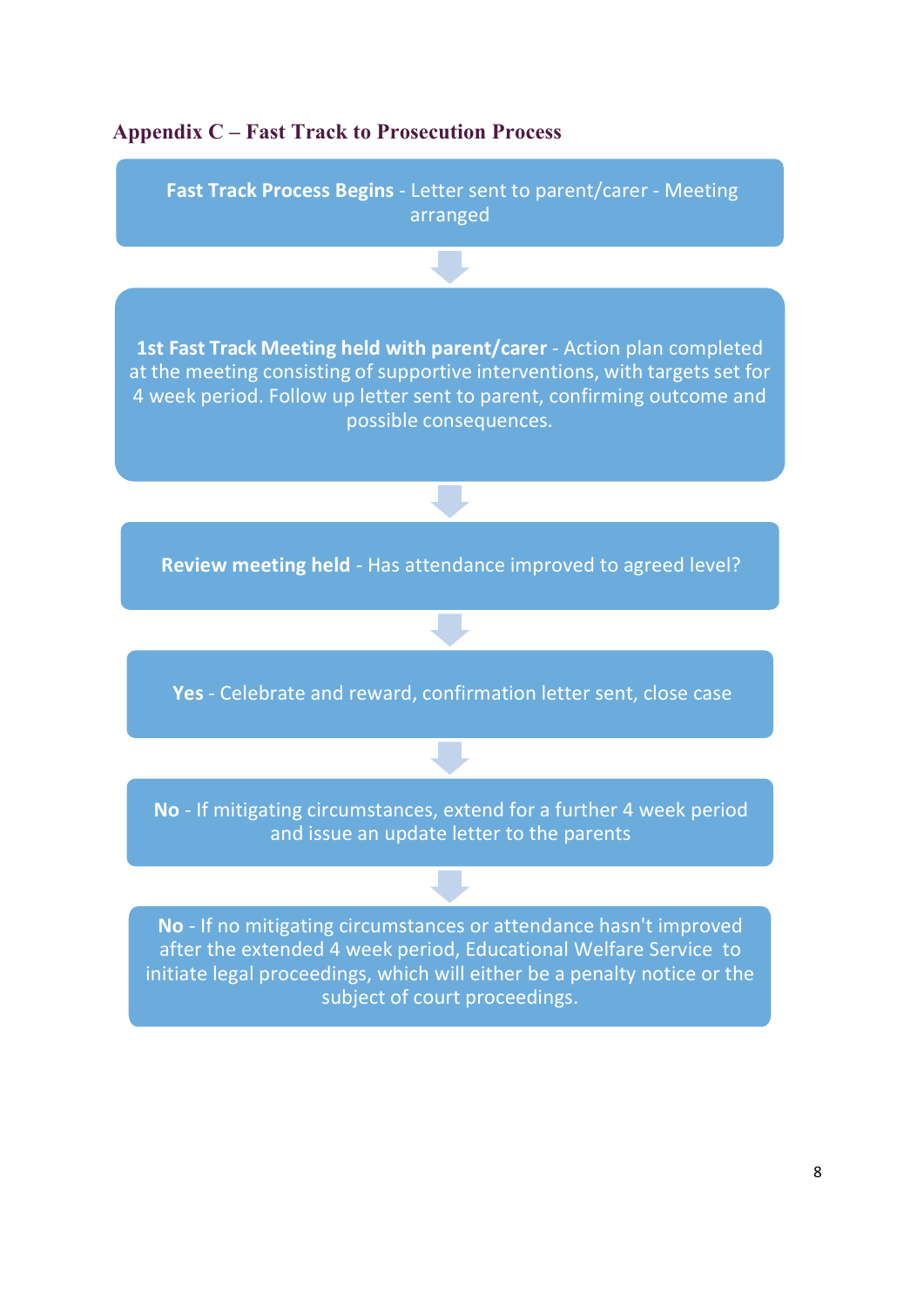## Appendix C – Fast Track to Prosecution Process

**Fast Track Process Begins** - Letter sent to parent/carer - Meeting arranged

↓

**1st Fast Track Meeting held with parent/carer** - Action plan completed at the meeting consisting of supportive interventions, with targets set for 4 week period. Follow up letter sent to parent, confirming outcome and possible consequences.

↓

**Review meeting held** - Has attendance improved to agreed level?

↓

**Yes** - Celebrate and reward, confirmation letter sent, close case

↓

**No** - If mitigating circumstances, extend for a further 4 week period and issue an update letter to the parents

↓

**No** - If no mitigating circumstances or attendance hasn't improved after the extended 4 week period, Educational Welfare Service to initiate legal proceedings, which will either be a penalty notice or the subject of court proceedings.